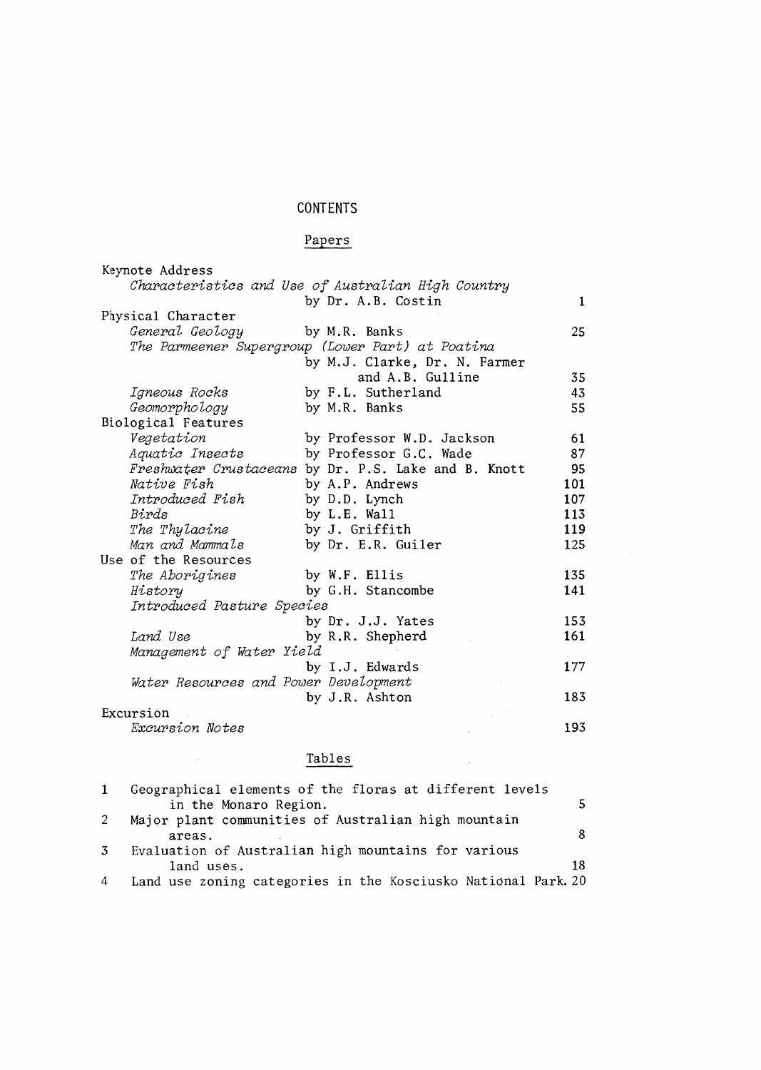# CONTENTS

## Papers

| | | |
|---|---|---|
| **Keynote Address** | | |
| *Characteristics and Use of Australian High Country* | by Dr. A.B. Costin | 1 |
| **Physical Character** | | |
| *General Geology* | by M.R. Banks | 25 |
| *The Parmeener Supergroup (Lower Part) at Poatina* | by M.J. Clarke, Dr. N. Farmer and A.B. Gulline | 35 |
| *Igneous Rocks* | by F.L. Sutherland | 43 |
| *Geomorphology* | by M.R. Banks | 55 |
| **Biological Features** | | |
| *Vegetation* | by Professor W.D. Jackson | 61 |
| *Aquatic Insects* | by Professor G.C. Wade | 87 |
| *Freshwater Crustaceans* | by Dr. P.S. Lake and B. Knott | 95 |
| *Native Fish* | by A.P. Andrews | 101 |
| *Introduced Fish* | by D.D. Lynch | 107 |
| *Birds* | by L.E. Wall | 113 |
| *The Thylacine* | by J. Griffith | 119 |
| *Man and Mammals* | by Dr. E.R. Guiler | 125 |
| **Use of the Resources** | | |
| *The Aborigines* | by W.F. Ellis | 135 |
| *History* | by G.H. Stancombe | 141 |
| *Introduced Pasture Species* | by Dr. J.J. Yates | 153 |
| *Land Use* | by R.R. Shepherd | 161 |
| *Management of Water Yield* | by I.J. Edwards | 177 |
| *Water Resources and Power Development* | by J.R. Ashton | 183 |
| **Excursion** | | |
| *Excursion Notes* | | 193 |

## Tables

| | | |
|---|---|---|
| 1 | Geographical elements of the floras at different levels in the Monaro Region. | 5 |
| 2 | Major plant communities of Australian high mountain areas. | 8 |
| 3 | Evaluation of Australian high mountains for various land uses. | 18 |
| 4 | Land use zoning categories in the Kosciusko National Park. | 20 |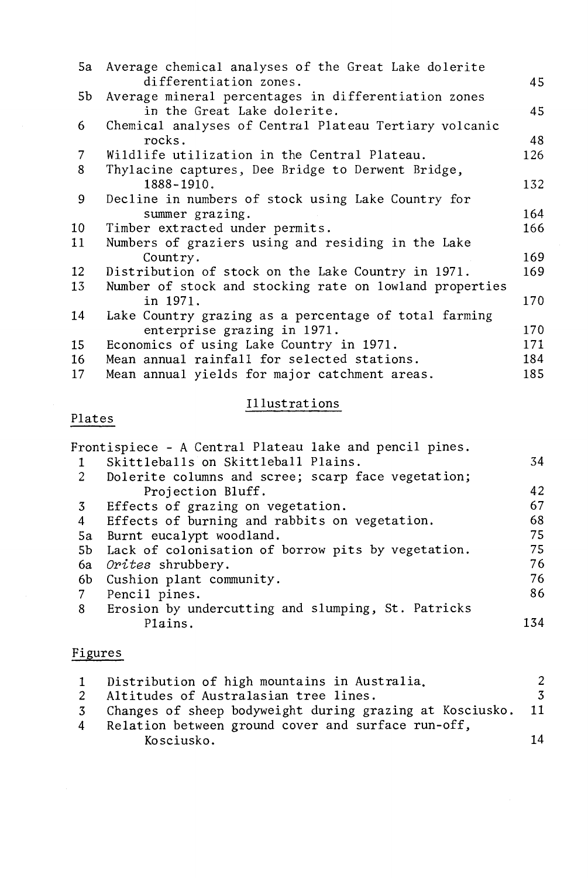| | | |
|---|---|---|
| 5a | Average chemical analyses of the Great Lake dolerite differentiation zones. | 45 |
| 5b | Average mineral percentages in differentiation zones in the Great Lake dolerite. | 45 |
| 6 | Chemical analyses of Central Plateau Tertiary volcanic rocks. | 48 |
| 7 | Wildlife utilization in the Central Plateau. | 126 |
| 8 | Thylacine captures, Dee Bridge to Derwent Bridge, 1888-1910. | 132 |
| 9 | Decline in numbers of stock using Lake Country for summer grazing. | 164 |
| 10 | Timber extracted under permits. | 166 |
| 11 | Numbers of graziers using and residing in the Lake Country. | 169 |
| 12 | Distribution of stock on the Lake Country in 1971. | 169 |
| 13 | Number of stock and stocking rate on lowland properties in 1971. | 170 |
| 14 | Lake Country grazing as a percentage of total farming enterprise grazing in 1971. | 170 |
| 15 | Economics of using Lake Country in 1971. | 171 |
| 16 | Mean annual rainfall for selected stations. | 184 |
| 17 | Mean annual yields for major catchment areas. | 185 |

## Illustrations

### Plates

Frontispiece - A Central Plateau lake and pencil pines.

| | | |
|---|---|---|
| 1 | Skittleballs on Skittleball Plains. | 34 |
| 2 | Dolerite columns and scree; scarp face vegetation; Projection Bluff. | 42 |
| 3 | Effects of grazing on vegetation. | 67 |
| 4 | Effects of burning and rabbits on vegetation. | 68 |
| 5a | Burnt eucalypt woodland. | 75 |
| 5b | Lack of colonisation of borrow pits by vegetation. | 75 |
| 6a | *Orites* shrubbery. | 76 |
| 6b | Cushion plant community. | 76 |
| 7 | Pencil pines. | 86 |
| 8 | Erosion by undercutting and slumping, St. Patricks Plains. | 134 |

### Figures

| | | |
|---|---|---|
| 1 | Distribution of high mountains in Australia. | 2 |
| 2 | Altitudes of Australasian tree lines. | 3 |
| 3 | Changes of sheep bodyweight during grazing at Kosciusko. | 11 |
| 4 | Relation between ground cover and surface run-off, Kosciusko. | 14 |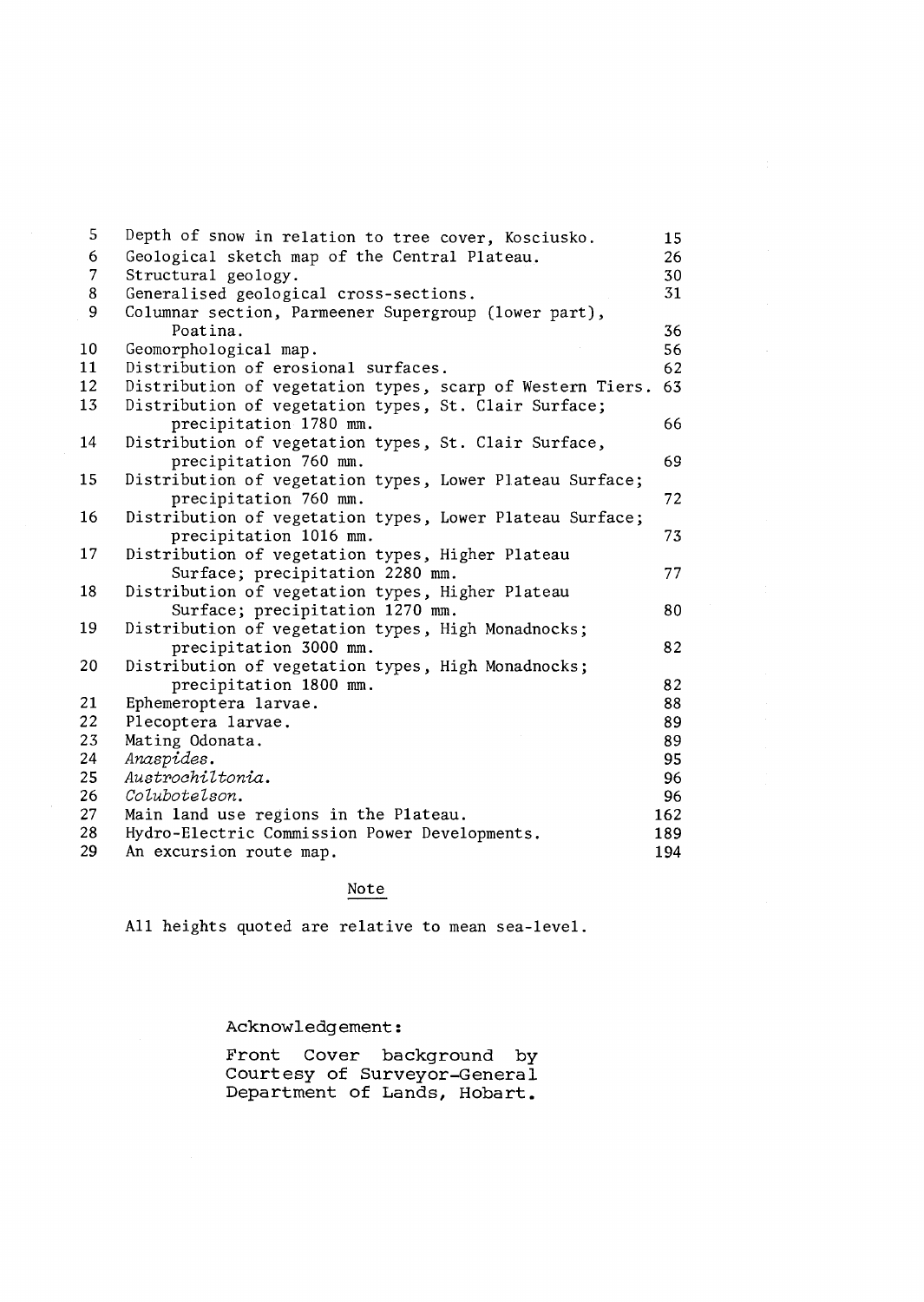| | | |
|---|---|---|
| 5 | Depth of snow in relation to tree cover, Kosciusko. | 15 |
| 6 | Geological sketch map of the Central Plateau. | 26 |
| 7 | Structural geology. | 30 |
| 8 | Generalised geological cross-sections. | 31 |
| 9 | Columnar section, Parmeener Supergroup (lower part), Poatina. | 36 |
| 10 | Geomorphological map. | 56 |
| 11 | Distribution of erosional surfaces. | 62 |
| 12 | Distribution of vegetation types, scarp of Western Tiers. | 63 |
| 13 | Distribution of vegetation types, St. Clair Surface; precipitation 1780 mm. | 66 |
| 14 | Distribution of vegetation types, St. Clair Surface, precipitation 760 mm. | 69 |
| 15 | Distribution of vegetation types, Lower Plateau Surface; precipitation 760 mm. | 72 |
| 16 | Distribution of vegetation types, Lower Plateau Surface; precipitation 1016 mm. | 73 |
| 17 | Distribution of vegetation types, Higher Plateau Surface; precipitation 2280 mm. | 77 |
| 18 | Distribution of vegetation types, Higher Plateau Surface; precipitation 1270 mm. | 80 |
| 19 | Distribution of vegetation types, High Monadnocks; precipitation 3000 mm. | 82 |
| 20 | Distribution of vegetation types, High Monadnocks; precipitation 1800 mm. | 82 |
| 21 | Ephemeroptera larvae. | 88 |
| 22 | Plecoptera larvae. | 89 |
| 23 | Mating Odonata. | 89 |
| 24 | *Anaspides*. | 95 |
| 25 | *Austrochiltonia*. | 96 |
| 26 | *Colubotelson*. | 96 |
| 27 | Main land use regions in the Plateau. | 162 |
| 28 | Hydro-Electric Commission Power Developments. | 189 |
| 29 | An excursion route map. | 194 |

Note

All heights quoted are relative to mean sea-level.

Acknowledgement:

Front Cover background by Courtesy of Surveyor-General Department of Lands, Hobart.